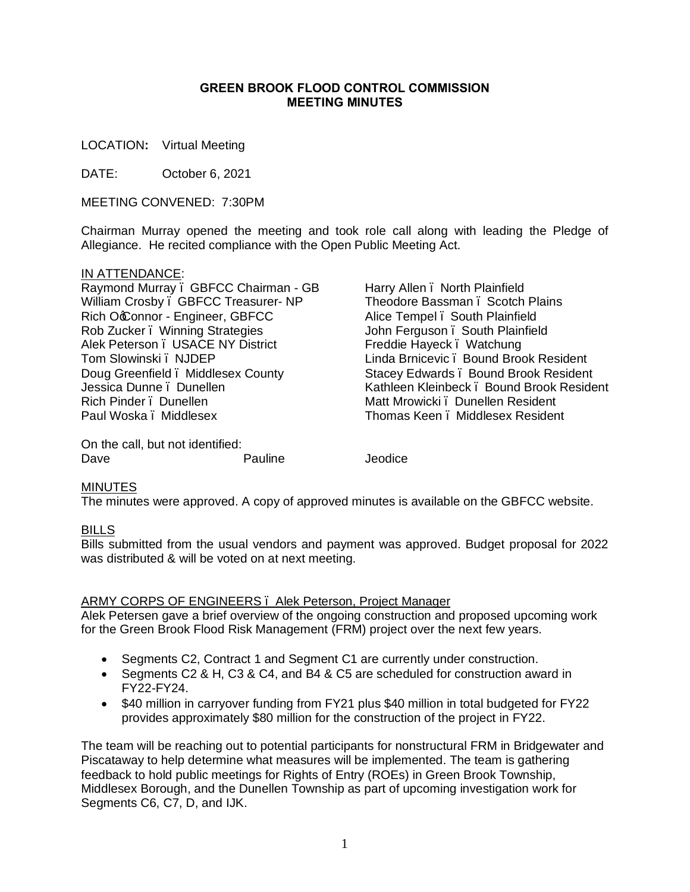# GREEN BROOK FLOOD CONTROL COMMISSION
## MEETING MINUTES

LOCATION**:** Virtual Meeting

DATE: October 6, 2021

MEETING CONVENED: 7:30PM

Chairman Murray opened the meeting and took role call along with leading the Pledge of Allegiance. He recited compliance with the Open Public Meeting Act.

IN ATTENDANCE:

Raymond Murray – GBFCC Chairman - GB
William Crosby – GBFCC Treasurer- NP
Rich O'Connor - Engineer, GBFCC
Rob Zucker – Winning Strategies
Alek Peterson – USACE NY District
Tom Slowinski – NJDEP
Doug Greenfield – Middlesex County
Jessica Dunne – Dunellen
Rich Pinder – Dunellen
Paul Woska – Middlesex
Harry Allen – North Plainfield
Theodore Bassman – Scotch Plains
Alice Tempel – South Plainfield
John Ferguson – South Plainfield
Freddie Hayeck – Watchung
Linda Brnicevic – Bound Brook Resident
Stacey Edwards – Bound Brook Resident
Kathleen Kleinbeck – Bound Brook Resident
Matt Mrowicki – Dunellen Resident
Thomas Keen – Middlesex Resident

On the call, but not identified:
Dave Pauline Jeodice

MINUTES
The minutes were approved. A copy of approved minutes is available on the GBFCC website.

BILLS
Bills submitted from the usual vendors and payment was approved. Budget proposal for 2022 was distributed & will be voted on at next meeting.

ARMY CORPS OF ENGINEERS – Alek Peterson, Project Manager
Alek Petersen gave a brief overview of the ongoing construction and proposed upcoming work for the Green Brook Flood Risk Management (FRM) project over the next few years.

- Segments C2, Contract 1 and Segment C1 are currently under construction.
- Segments C2 & H, C3 & C4, and B4 & C5 are scheduled for construction award in FY22-FY24.
- $40 million in carryover funding from FY21 plus $40 million in total budgeted for FY22 provides approximately $80 million for the construction of the project in FY22.

The team will be reaching out to potential participants for nonstructural FRM in Bridgewater and Piscataway to help determine what measures will be implemented. The team is gathering feedback to hold public meetings for Rights of Entry (ROEs) in Green Brook Township, Middlesex Borough, and the Dunellen Township as part of upcoming investigation work for Segments C6, C7, D, and IJK.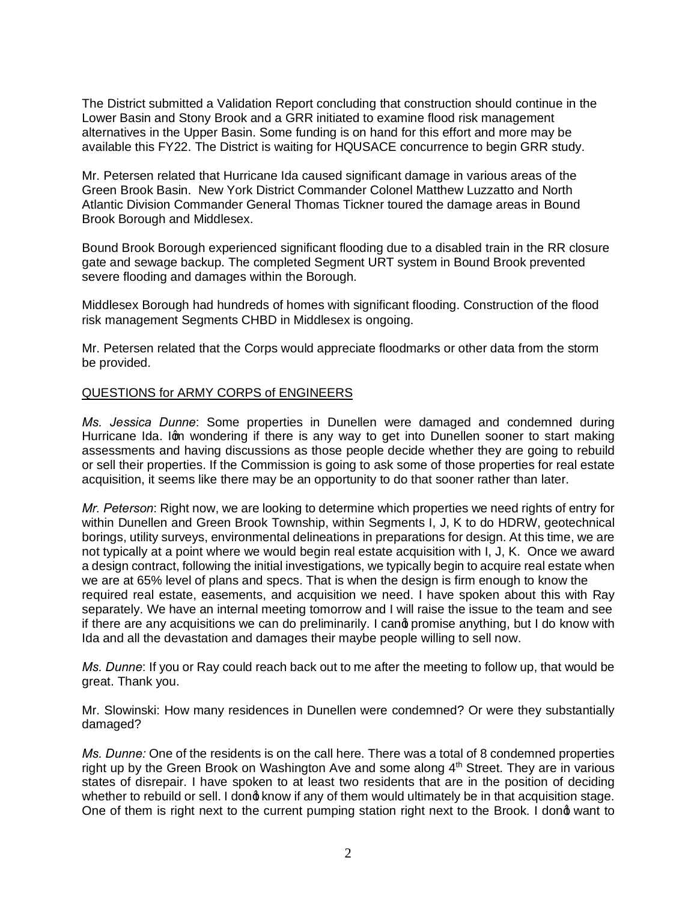The District submitted a Validation Report concluding that construction should continue in the Lower Basin and Stony Brook and a GRR initiated to examine flood risk management alternatives in the Upper Basin. Some funding is on hand for this effort and more may be available this FY22. The District is waiting for HQUSACE concurrence to begin GRR study.

Mr. Petersen related that Hurricane Ida caused significant damage in various areas of the Green Brook Basin. New York District Commander Colonel Matthew Luzzatto and North Atlantic Division Commander General Thomas Tickner toured the damage areas in Bound Brook Borough and Middlesex.

Bound Brook Borough experienced significant flooding due to a disabled train in the RR closure gate and sewage backup. The completed Segment URT system in Bound Brook prevented severe flooding and damages within the Borough.

Middlesex Borough had hundreds of homes with significant flooding. Construction of the flood risk management Segments CHBD in Middlesex is ongoing.

Mr. Petersen related that the Corps would appreciate floodmarks or other data from the storm be provided.

QUESTIONS for ARMY CORPS of ENGINEERS

*Ms. Jessica Dunne*: Some properties in Dunellen were damaged and condemned during Hurricane Ida. I'm wondering if there is any way to get into Dunellen sooner to start making assessments and having discussions as those people decide whether they are going to rebuild or sell their properties. If the Commission is going to ask some of those properties for real estate acquisition, it seems like there may be an opportunity to do that sooner rather than later.

*Mr. Peterson*: Right now, we are looking to determine which properties we need rights of entry for within Dunellen and Green Brook Township, within Segments I, J, K to do HDRW, geotechnical borings, utility surveys, environmental delineations in preparations for design. At this time, we are not typically at a point where we would begin real estate acquisition with I, J, K. Once we award a design contract, following the initial investigations, we typically begin to acquire real estate when we are at 65% level of plans and specs. That is when the design is firm enough to know the required real estate, easements, and acquisition we need. I have spoken about this with Ray separately. We have an internal meeting tomorrow and I will raise the issue to the team and see if there are any acquisitions we can do preliminarily. I can't promise anything, but I do know with Ida and all the devastation and damages their maybe people willing to sell now.

*Ms. Dunne*: If you or Ray could reach back out to me after the meeting to follow up, that would be great. Thank you.

Mr. Slowinski: How many residences in Dunellen were condemned? Or were they substantially damaged?

*Ms. Dunne:* One of the residents is on the call here. There was a total of 8 condemned properties right up by the Green Brook on Washington Ave and some along 4th Street. They are in various states of disrepair. I have spoken to at least two residents that are in the position of deciding whether to rebuild or sell. I don't know if any of them would ultimately be in that acquisition stage. One of them is right next to the current pumping station right next to the Brook. I don't want to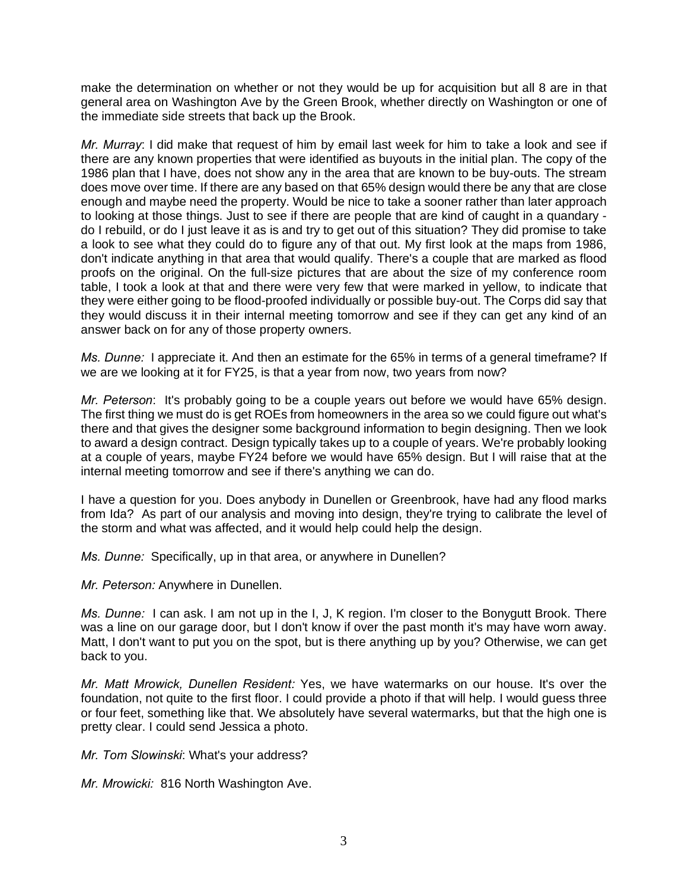make the determination on whether or not they would be up for acquisition but all 8 are in that general area on Washington Ave by the Green Brook, whether directly on Washington or one of the immediate side streets that back up the Brook.

*Mr. Murray*: I did make that request of him by email last week for him to take a look and see if there are any known properties that were identified as buyouts in the initial plan. The copy of the 1986 plan that I have, does not show any in the area that are known to be buy-outs. The stream does move over time. If there are any based on that 65% design would there be any that are close enough and maybe need the property. Would be nice to take a sooner rather than later approach to looking at those things. Just to see if there are people that are kind of caught in a quandary - do I rebuild, or do I just leave it as is and try to get out of this situation? They did promise to take a look to see what they could do to figure any of that out. My first look at the maps from 1986, don't indicate anything in that area that would qualify. There's a couple that are marked as flood proofs on the original. On the full-size pictures that are about the size of my conference room table, I took a look at that and there were very few that were marked in yellow, to indicate that they were either going to be flood-proofed individually or possible buy-out. The Corps did say that they would discuss it in their internal meeting tomorrow and see if they can get any kind of an answer back on for any of those property owners.

*Ms. Dunne:* I appreciate it. And then an estimate for the 65% in terms of a general timeframe? If we are we looking at it for FY25, is that a year from now, two years from now?

*Mr. Peterson*: It's probably going to be a couple years out before we would have 65% design. The first thing we must do is get ROEs from homeowners in the area so we could figure out what's there and that gives the designer some background information to begin designing. Then we look to award a design contract. Design typically takes up to a couple of years. We're probably looking at a couple of years, maybe FY24 before we would have 65% design. But I will raise that at the internal meeting tomorrow and see if there's anything we can do.

I have a question for you. Does anybody in Dunellen or Greenbrook, have had any flood marks from Ida? As part of our analysis and moving into design, they're trying to calibrate the level of the storm and what was affected, and it would help could help the design.

*Ms. Dunne:* Specifically, up in that area, or anywhere in Dunellen?

*Mr. Peterson:* Anywhere in Dunellen.

*Ms. Dunne:* I can ask. I am not up in the I, J, K region. I'm closer to the Bonygutt Brook. There was a line on our garage door, but I don't know if over the past month it's may have worn away. Matt, I don't want to put you on the spot, but is there anything up by you? Otherwise, we can get back to you.

*Mr. Matt Mrowick, Dunellen Resident:* Yes, we have watermarks on our house. It's over the foundation, not quite to the first floor. I could provide a photo if that will help. I would guess three or four feet, something like that. We absolutely have several watermarks, but that the high one is pretty clear. I could send Jessica a photo.

*Mr. Tom Slowinski*: What's your address?

*Mr. Mrowicki:* 816 North Washington Ave.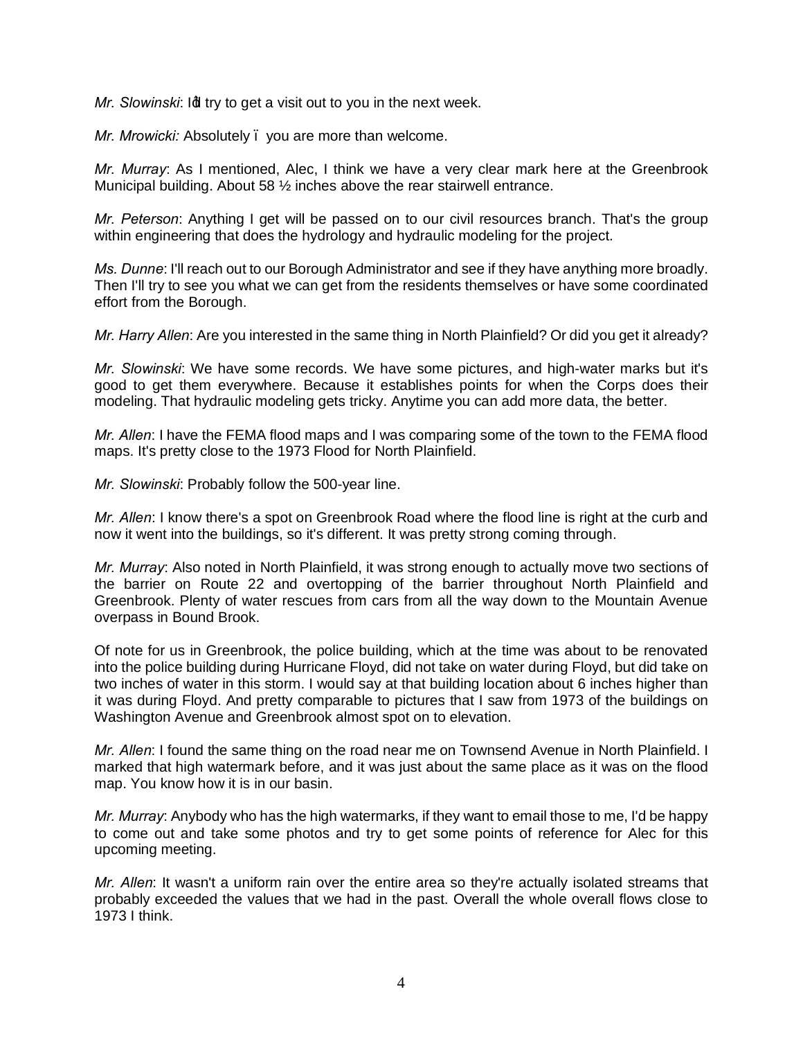*Mr. Slowinski*: I'd try to get a visit out to you in the next week.

*Mr. Mrowicki:* Absolutely – you are more than welcome.

*Mr. Murray*: As I mentioned, Alec, I think we have a very clear mark here at the Greenbrook Municipal building. About 58 ½ inches above the rear stairwell entrance.

*Mr. Peterson*: Anything I get will be passed on to our civil resources branch. That's the group within engineering that does the hydrology and hydraulic modeling for the project.

*Ms. Dunne*: I'll reach out to our Borough Administrator and see if they have anything more broadly. Then I'll try to see you what we can get from the residents themselves or have some coordinated effort from the Borough.

*Mr. Harry Allen*: Are you interested in the same thing in North Plainfield? Or did you get it already?

*Mr. Slowinski*: We have some records. We have some pictures, and high-water marks but it's good to get them everywhere. Because it establishes points for when the Corps does their modeling. That hydraulic modeling gets tricky. Anytime you can add more data, the better.

*Mr. Allen*: I have the FEMA flood maps and I was comparing some of the town to the FEMA flood maps. It's pretty close to the 1973 Flood for North Plainfield.

*Mr. Slowinski*: Probably follow the 500-year line.

*Mr. Allen*: I know there's a spot on Greenbrook Road where the flood line is right at the curb and now it went into the buildings, so it's different. It was pretty strong coming through.

*Mr. Murray*: Also noted in North Plainfield, it was strong enough to actually move two sections of the barrier on Route 22 and overtopping of the barrier throughout North Plainfield and Greenbrook. Plenty of water rescues from cars from all the way down to the Mountain Avenue overpass in Bound Brook.

Of note for us in Greenbrook, the police building, which at the time was about to be renovated into the police building during Hurricane Floyd, did not take on water during Floyd, but did take on two inches of water in this storm. I would say at that building location about 6 inches higher than it was during Floyd. And pretty comparable to pictures that I saw from 1973 of the buildings on Washington Avenue and Greenbrook almost spot on to elevation.

*Mr. Allen*: I found the same thing on the road near me on Townsend Avenue in North Plainfield. I marked that high watermark before, and it was just about the same place as it was on the flood map. You know how it is in our basin.

*Mr. Murray*: Anybody who has the high watermarks, if they want to email those to me, I'd be happy to come out and take some photos and try to get some points of reference for Alec for this upcoming meeting.

*Mr. Allen*: It wasn't a uniform rain over the entire area so they're actually isolated streams that probably exceeded the values that we had in the past. Overall the whole overall flows close to 1973 I think.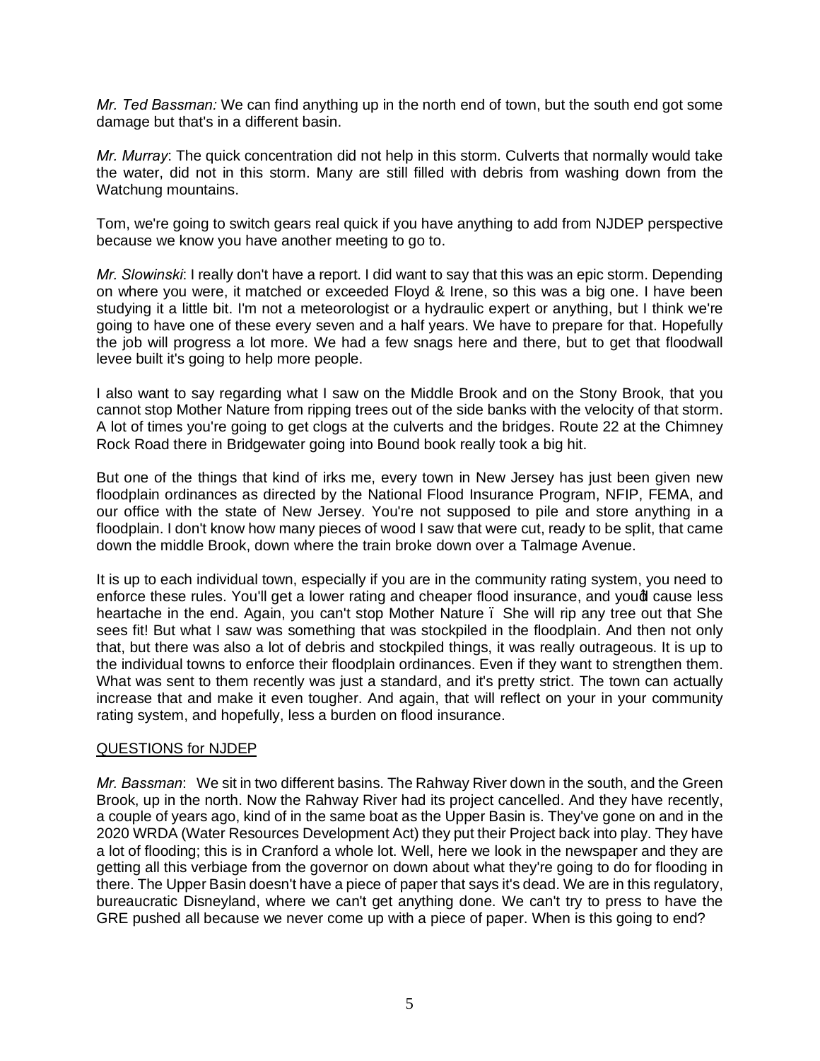*Mr. Ted Bassman:* We can find anything up in the north end of town, but the south end got some damage but that's in a different basin.

*Mr. Murray*: The quick concentration did not help in this storm. Culverts that normally would take the water, did not in this storm. Many are still filled with debris from washing down from the Watchung mountains.

Tom, we're going to switch gears real quick if you have anything to add from NJDEP perspective because we know you have another meeting to go to.

*Mr. Slowinski*: I really don't have a report. I did want to say that this was an epic storm. Depending on where you were, it matched or exceeded Floyd & Irene, so this was a big one. I have been studying it a little bit. I'm not a meteorologist or a hydraulic expert or anything, but I think we're going to have one of these every seven and a half years. We have to prepare for that. Hopefully the job will progress a lot more. We had a few snags here and there, but to get that floodwall levee built it's going to help more people.

I also want to say regarding what I saw on the Middle Brook and on the Stony Brook, that you cannot stop Mother Nature from ripping trees out of the side banks with the velocity of that storm. A lot of times you're going to get clogs at the culverts and the bridges. Route 22 at the Chimney Rock Road there in Bridgewater going into Bound book really took a big hit.

But one of the things that kind of irks me, every town in New Jersey has just been given new floodplain ordinances as directed by the National Flood Insurance Program, NFIP, FEMA, and our office with the state of New Jersey. You're not supposed to pile and store anything in a floodplain. I don't know how many pieces of wood I saw that were cut, ready to be split, that came down the middle Brook, down where the train broke down over a Talmage Avenue.

It is up to each individual town, especially if you are in the community rating system, you need to enforce these rules. You'll get a lower rating and cheaper flood insurance, and you'd cause less heartache in the end. Again, you can't stop Mother Nature – She will rip any tree out that She sees fit! But what I saw was something that was stockpiled in the floodplain. And then not only that, but there was also a lot of debris and stockpiled things, it was really outrageous. It is up to the individual towns to enforce their floodplain ordinances. Even if they want to strengthen them. What was sent to them recently was just a standard, and it's pretty strict. The town can actually increase that and make it even tougher. And again, that will reflect on your in your community rating system, and hopefully, less a burden on flood insurance.

<u>QUESTIONS for NJDEP</u>

*Mr. Bassman*: We sit in two different basins. The Rahway River down in the south, and the Green Brook, up in the north. Now the Rahway River had its project cancelled. And they have recently, a couple of years ago, kind of in the same boat as the Upper Basin is. They've gone on and in the 2020 WRDA (Water Resources Development Act) they put their Project back into play. They have a lot of flooding; this is in Cranford a whole lot. Well, here we look in the newspaper and they are getting all this verbiage from the governor on down about what they're going to do for flooding in there. The Upper Basin doesn't have a piece of paper that says it's dead. We are in this regulatory, bureaucratic Disneyland, where we can't get anything done. We can't try to press to have the GRE pushed all because we never come up with a piece of paper. When is this going to end?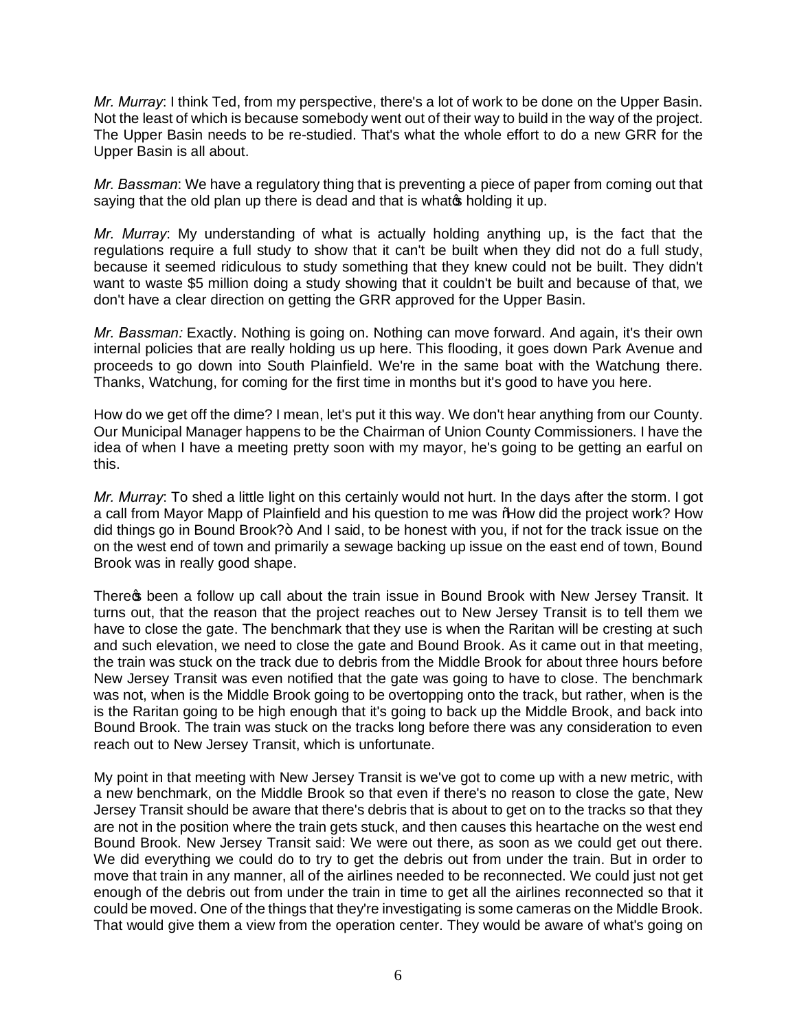*Mr. Murray*: I think Ted, from my perspective, there's a lot of work to be done on the Upper Basin. Not the least of which is because somebody went out of their way to build in the way of the project. The Upper Basin needs to be re-studied. That's what the whole effort to do a new GRR for the Upper Basin is all about.

*Mr. Bassman*: We have a regulatory thing that is preventing a piece of paper from coming out that saying that the old plan up there is dead and that is what's holding it up.

*Mr. Murray*: My understanding of what is actually holding anything up, is the fact that the regulations require a full study to show that it can't be built when they did not do a full study, because it seemed ridiculous to study something that they knew could not be built. They didn't want to waste $5 million doing a study showing that it couldn't be built and because of that, we don't have a clear direction on getting the GRR approved for the Upper Basin.

*Mr. Bassman:* Exactly. Nothing is going on. Nothing can move forward. And again, it's their own internal policies that are really holding us up here. This flooding, it goes down Park Avenue and proceeds to go down into South Plainfield. We're in the same boat with the Watchung there. Thanks, Watchung, for coming for the first time in months but it's good to have you here.

How do we get off the dime? I mean, let's put it this way. We don't hear anything from our County. Our Municipal Manager happens to be the Chairman of Union County Commissioners. I have the idea of when I have a meeting pretty soon with my mayor, he's going to be getting an earful on this.

*Mr. Murray*: To shed a little light on this certainly would not hurt. In the days after the storm. I got a call from Mayor Mapp of Plainfield and his question to me was "How did the project work? How did things go in Bound Brook?" And I said, to be honest with you, if not for the track issue on the on the west end of town and primarily a sewage backing up issue on the east end of town, Bound Brook was in really good shape.

There's been a follow up call about the train issue in Bound Brook with New Jersey Transit. It turns out, that the reason that the project reaches out to New Jersey Transit is to tell them we have to close the gate. The benchmark that they use is when the Raritan will be cresting at such and such elevation, we need to close the gate and Bound Brook. As it came out in that meeting, the train was stuck on the track due to debris from the Middle Brook for about three hours before New Jersey Transit was even notified that the gate was going to have to close. The benchmark was not, when is the Middle Brook going to be overtopping onto the track, but rather, when is the is the Raritan going to be high enough that it's going to back up the Middle Brook, and back into Bound Brook. The train was stuck on the tracks long before there was any consideration to even reach out to New Jersey Transit, which is unfortunate.

My point in that meeting with New Jersey Transit is we've got to come up with a new metric, with a new benchmark, on the Middle Brook so that even if there's no reason to close the gate, New Jersey Transit should be aware that there's debris that is about to get on to the tracks so that they are not in the position where the train gets stuck, and then causes this heartache on the west end Bound Brook. New Jersey Transit said: We were out there, as soon as we could get out there. We did everything we could do to try to get the debris out from under the train. But in order to move that train in any manner, all of the airlines needed to be reconnected. We could just not get enough of the debris out from under the train in time to get all the airlines reconnected so that it could be moved. One of the things that they're investigating is some cameras on the Middle Brook. That would give them a view from the operation center. They would be aware of what's going on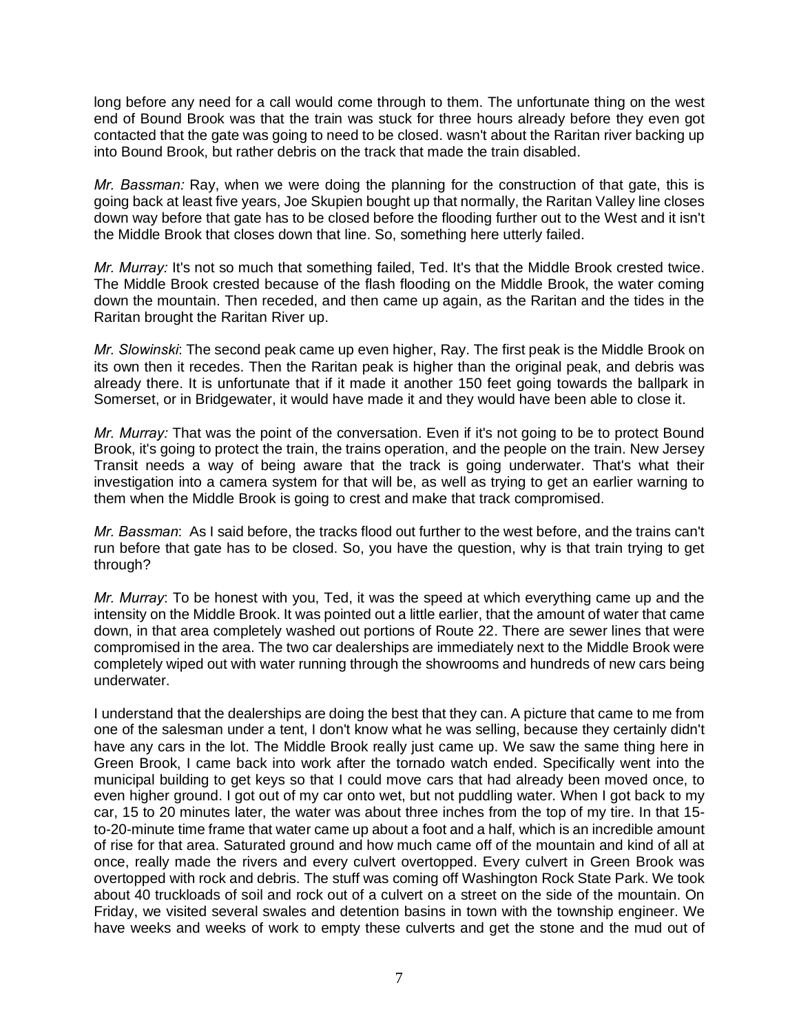long before any need for a call would come through to them. The unfortunate thing on the west end of Bound Brook was that the train was stuck for three hours already before they even got contacted that the gate was going to need to be closed. wasn't about the Raritan river backing up into Bound Brook, but rather debris on the track that made the train disabled.

*Mr. Bassman:* Ray, when we were doing the planning for the construction of that gate, this is going back at least five years, Joe Skupien bought up that normally, the Raritan Valley line closes down way before that gate has to be closed before the flooding further out to the West and it isn't the Middle Brook that closes down that line. So, something here utterly failed.

*Mr. Murray:* It's not so much that something failed, Ted. It's that the Middle Brook crested twice. The Middle Brook crested because of the flash flooding on the Middle Brook, the water coming down the mountain. Then receded, and then came up again, as the Raritan and the tides in the Raritan brought the Raritan River up.

*Mr. Slowinski*: The second peak came up even higher, Ray. The first peak is the Middle Brook on its own then it recedes. Then the Raritan peak is higher than the original peak, and debris was already there. It is unfortunate that if it made it another 150 feet going towards the ballpark in Somerset, or in Bridgewater, it would have made it and they would have been able to close it.

*Mr. Murray:* That was the point of the conversation. Even if it's not going to be to protect Bound Brook, it's going to protect the train, the trains operation, and the people on the train. New Jersey Transit needs a way of being aware that the track is going underwater. That's what their investigation into a camera system for that will be, as well as trying to get an earlier warning to them when the Middle Brook is going to crest and make that track compromised.

*Mr. Bassman*: As I said before, the tracks flood out further to the west before, and the trains can't run before that gate has to be closed. So, you have the question, why is that train trying to get through?

*Mr. Murray*: To be honest with you, Ted, it was the speed at which everything came up and the intensity on the Middle Brook. It was pointed out a little earlier, that the amount of water that came down, in that area completely washed out portions of Route 22. There are sewer lines that were compromised in the area. The two car dealerships are immediately next to the Middle Brook were completely wiped out with water running through the showrooms and hundreds of new cars being underwater.

I understand that the dealerships are doing the best that they can. A picture that came to me from one of the salesman under a tent, I don't know what he was selling, because they certainly didn't have any cars in the lot. The Middle Brook really just came up. We saw the same thing here in Green Brook, I came back into work after the tornado watch ended. Specifically went into the municipal building to get keys so that I could move cars that had already been moved once, to even higher ground. I got out of my car onto wet, but not puddling water. When I got back to my car, 15 to 20 minutes later, the water was about three inches from the top of my tire. In that 15-to-20-minute time frame that water came up about a foot and a half, which is an incredible amount of rise for that area. Saturated ground and how much came off of the mountain and kind of all at once, really made the rivers and every culvert overtopped. Every culvert in Green Brook was overtopped with rock and debris. The stuff was coming off Washington Rock State Park. We took about 40 truckloads of soil and rock out of a culvert on a street on the side of the mountain. On Friday, we visited several swales and detention basins in town with the township engineer. We have weeks and weeks of work to empty these culverts and get the stone and the mud out of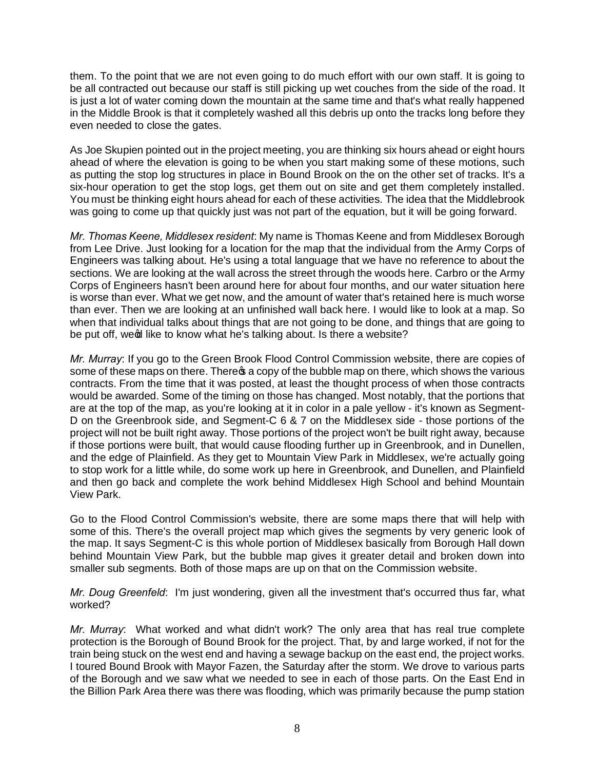them. To the point that we are not even going to do much effort with our own staff. It is going to be all contracted out because our staff is still picking up wet couches from the side of the road. It is just a lot of water coming down the mountain at the same time and that's what really happened in the Middle Brook is that it completely washed all this debris up onto the tracks long before they even needed to close the gates.

As Joe Skupien pointed out in the project meeting, you are thinking six hours ahead or eight hours ahead of where the elevation is going to be when you start making some of these motions, such as putting the stop log structures in place in Bound Brook on the on the other set of tracks. It's a six-hour operation to get the stop logs, get them out on site and get them completely installed. You must be thinking eight hours ahead for each of these activities. The idea that the Middlebrook was going to come up that quickly just was not part of the equation, but it will be going forward.

*Mr. Thomas Keene, Middlesex resident*: My name is Thomas Keene and from Middlesex Borough from Lee Drive. Just looking for a location for the map that the individual from the Army Corps of Engineers was talking about. He's using a total language that we have no reference to about the sections. We are looking at the wall across the street through the woods here. Carbro or the Army Corps of Engineers hasn't been around here for about four months, and our water situation here is worse than ever. What we get now, and the amount of water that's retained here is much worse than ever. Then we are looking at an unfinished wall back here. I would like to look at a map. So when that individual talks about things that are not going to be done, and things that are going to be put off, we'd like to know what he's talking about. Is there a website?

*Mr. Murray*: If you go to the Green Brook Flood Control Commission website, there are copies of some of these maps on there. There's a copy of the bubble map on there, which shows the various contracts. From the time that it was posted, at least the thought process of when those contracts would be awarded. Some of the timing on those has changed. Most notably, that the portions that are at the top of the map, as you're looking at it in color in a pale yellow - it's known as Segment-D on the Greenbrook side, and Segment-C 6 & 7 on the Middlesex side - those portions of the project will not be built right away. Those portions of the project won't be built right away, because if those portions were built, that would cause flooding further up in Greenbrook, and in Dunellen, and the edge of Plainfield. As they get to Mountain View Park in Middlesex, we're actually going to stop work for a little while, do some work up here in Greenbrook, and Dunellen, and Plainfield and then go back and complete the work behind Middlesex High School and behind Mountain View Park.

Go to the Flood Control Commission's website, there are some maps there that will help with some of this. There's the overall project map which gives the segments by very generic look of the map. It says Segment-C is this whole portion of Middlesex basically from Borough Hall down behind Mountain View Park, but the bubble map gives it greater detail and broken down into smaller sub segments. Both of those maps are up on that on the Commission website.

*Mr. Doug Greenfeld*: I'm just wondering, given all the investment that's occurred thus far, what worked?

*Mr. Murray*: What worked and what didn't work? The only area that has real true complete protection is the Borough of Bound Brook for the project. That, by and large worked, if not for the train being stuck on the west end and having a sewage backup on the east end, the project works. I toured Bound Brook with Mayor Fazen, the Saturday after the storm. We drove to various parts of the Borough and we saw what we needed to see in each of those parts. On the East End in the Billion Park Area there was there was flooding, which was primarily because the pump station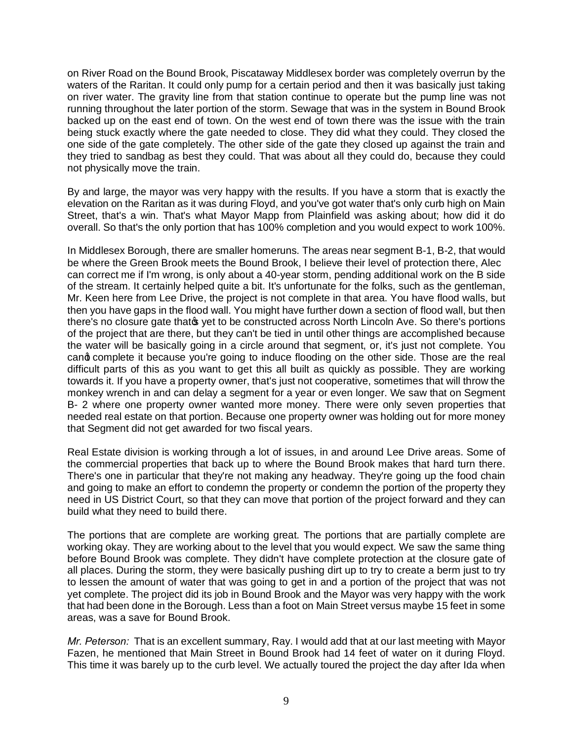on River Road on the Bound Brook, Piscataway Middlesex border was completely overrun by the waters of the Raritan. It could only pump for a certain period and then it was basically just taking on river water. The gravity line from that station continue to operate but the pump line was not running throughout the later portion of the storm. Sewage that was in the system in Bound Brook backed up on the east end of town. On the west end of town there was the issue with the train being stuck exactly where the gate needed to close. They did what they could. They closed the one side of the gate completely. The other side of the gate they closed up against the train and they tried to sandbag as best they could. That was about all they could do, because they could not physically move the train.

By and large, the mayor was very happy with the results. If you have a storm that is exactly the elevation on the Raritan as it was during Floyd, and you've got water that's only curb high on Main Street, that's a win. That's what Mayor Mapp from Plainfield was asking about; how did it do overall. So that's the only portion that has 100% completion and you would expect to work 100%.

In Middlesex Borough, there are smaller homeruns. The areas near segment B-1, B-2, that would be where the Green Brook meets the Bound Brook, I believe their level of protection there, Alec can correct me if I'm wrong, is only about a 40-year storm, pending additional work on the B side of the stream. It certainly helped quite a bit. It's unfortunate for the folks, such as the gentleman, Mr. Keen here from Lee Drive, the project is not complete in that area. You have flood walls, but then you have gaps in the flood wall. You might have further down a section of flood wall, but then there's no closure gate that's yet to be constructed across North Lincoln Ave. So there's portions of the project that are there, but they can't be tied in until other things are accomplished because the water will be basically going in a circle around that segment, or, it's just not complete. You can't complete it because you're going to induce flooding on the other side. Those are the real difficult parts of this as you want to get this all built as quickly as possible. They are working towards it. If you have a property owner, that's just not cooperative, sometimes that will throw the monkey wrench in and can delay a segment for a year or even longer. We saw that on Segment B- 2 where one property owner wanted more money. There were only seven properties that needed real estate on that portion. Because one property owner was holding out for more money that Segment did not get awarded for two fiscal years.

Real Estate division is working through a lot of issues, in and around Lee Drive areas. Some of the commercial properties that back up to where the Bound Brook makes that hard turn there. There's one in particular that they're not making any headway. They're going up the food chain and going to make an effort to condemn the property or condemn the portion of the property they need in US District Court, so that they can move that portion of the project forward and they can build what they need to build there.

The portions that are complete are working great. The portions that are partially complete are working okay. They are working about to the level that you would expect. We saw the same thing before Bound Brook was complete. They didn't have complete protection at the closure gate of all places. During the storm, they were basically pushing dirt up to try to create a berm just to try to lessen the amount of water that was going to get in and a portion of the project that was not yet complete. The project did its job in Bound Brook and the Mayor was very happy with the work that had been done in the Borough. Less than a foot on Main Street versus maybe 15 feet in some areas, was a save for Bound Brook.

*Mr. Peterson:* That is an excellent summary, Ray. I would add that at our last meeting with Mayor Fazen, he mentioned that Main Street in Bound Brook had 14 feet of water on it during Floyd. This time it was barely up to the curb level. We actually toured the project the day after Ida when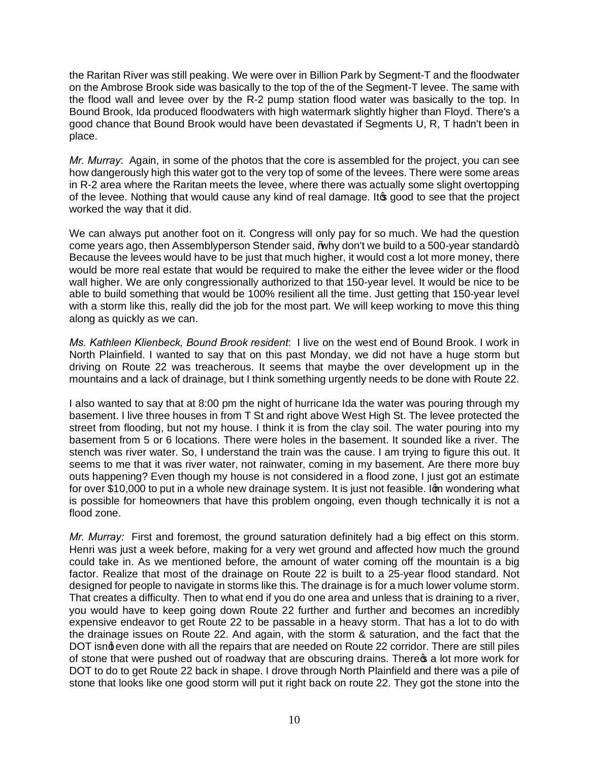the Raritan River was still peaking. We were over in Billion Park by Segment-T and the floodwater on the Ambrose Brook side was basically to the top of the of the Segment-T levee. The same with the flood wall and levee over by the R-2 pump station flood water was basically to the top. In Bound Brook, Ida produced floodwaters with high watermark slightly higher than Floyd. There's a good chance that Bound Brook would have been devastated if Segments U, R, T hadn't been in place.

*Mr. Murray*: Again, in some of the photos that the core is assembled for the project, you can see how dangerously high this water got to the very top of some of the levees. There were some areas in R-2 area where the Raritan meets the levee, where there was actually some slight overtopping of the levee. Nothing that would cause any kind of real damage. It's good to see that the project worked the way that it did.

We can always put another foot on it. Congress will only pay for so much. We had the question come years ago, then Assemblyperson Stender said, "why don't we build to a 500-year standard". Because the levees would have to be just that much higher, it would cost a lot more money, there would be more real estate that would be required to make the either the levee wider or the flood wall higher. We are only congressionally authorized to that 150-year level. It would be nice to be able to build something that would be 100% resilient all the time. Just getting that 150-year level with a storm like this, really did the job for the most part. We will keep working to move this thing along as quickly as we can.

*Ms. Kathleen Klienbeck, Bound Brook resident*: I live on the west end of Bound Brook. I work in North Plainfield. I wanted to say that on this past Monday, we did not have a huge storm but driving on Route 22 was treacherous. It seems that maybe the over development up in the mountains and a lack of drainage, but I think something urgently needs to be done with Route 22.

I also wanted to say that at 8:00 pm the night of hurricane Ida the water was pouring through my basement. I live three houses in from T St and right above West High St. The levee protected the street from flooding, but not my house. I think it is from the clay soil. The water pouring into my basement from 5 or 6 locations. There were holes in the basement. It sounded like a river. The stench was river water. So, I understand the train was the cause. I am trying to figure this out. It seems to me that it was river water, not rainwater, coming in my basement. Are there more buy outs happening? Even though my house is not considered in a flood zone, I just got an estimate for over $10,000 to put in a whole new drainage system. It is just not feasible. I'm wondering what is possible for homeowners that have this problem ongoing, even though technically it is not a flood zone.

*Mr. Murray:* First and foremost, the ground saturation definitely had a big effect on this storm. Henri was just a week before, making for a very wet ground and affected how much the ground could take in. As we mentioned before, the amount of water coming off the mountain is a big factor. Realize that most of the drainage on Route 22 is built to a 25-year flood standard. Not designed for people to navigate in storms like this. The drainage is for a much lower volume storm. That creates a difficulty. Then to what end if you do one area and unless that is draining to a river, you would have to keep going down Route 22 further and further and becomes an incredibly expensive endeavor to get Route 22 to be passable in a heavy storm. That has a lot to do with the drainage issues on Route 22. And again, with the storm & saturation, and the fact that the DOT isn't even done with all the repairs that are needed on Route 22 corridor. There are still piles of stone that were pushed out of roadway that are obscuring drains. There's a lot more work for DOT to do to get Route 22 back in shape. I drove through North Plainfield and there was a pile of stone that looks like one good storm will put it right back on route 22. They got the stone into the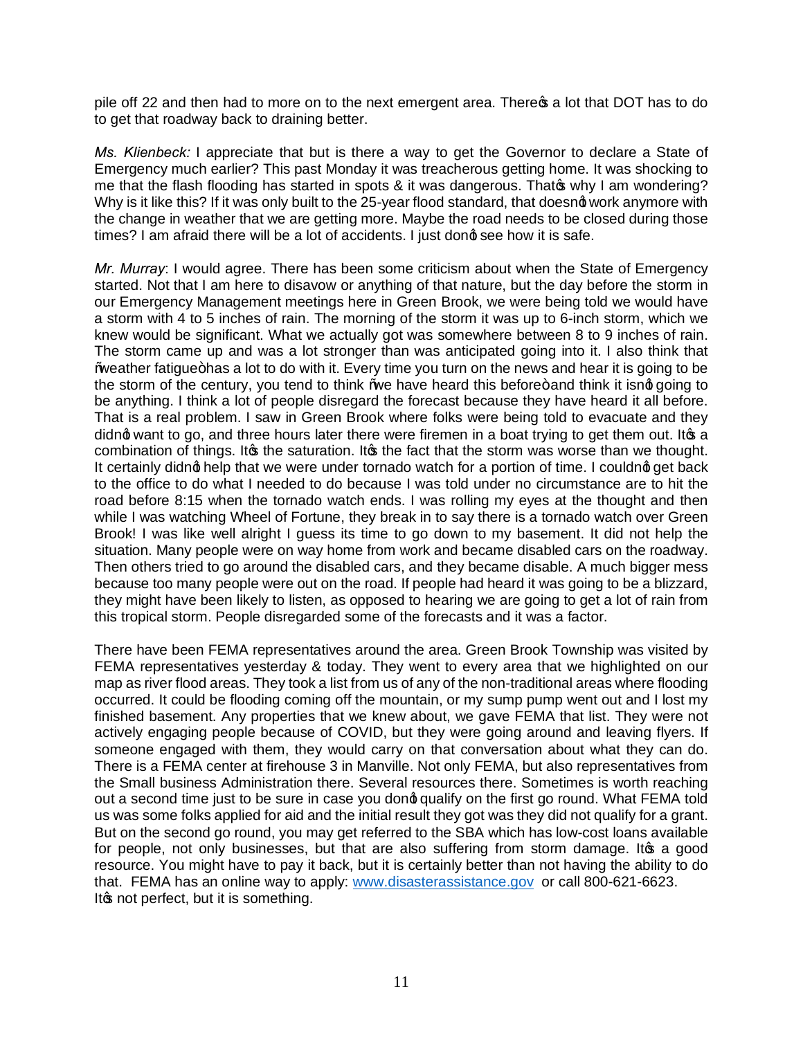pile off 22 and then had to more on to the next emergent area. There's a lot that DOT has to do to get that roadway back to draining better.

*Ms. Klienbeck:* I appreciate that but is there a way to get the Governor to declare a State of Emergency much earlier? This past Monday it was treacherous getting home. It was shocking to me that the flash flooding has started in spots & it was dangerous. That's why I am wondering? Why is it like this? If it was only built to the 25-year flood standard, that doesn't work anymore with the change in weather that we are getting more. Maybe the road needs to be closed during those times? I am afraid there will be a lot of accidents. I just don't see how it is safe.

*Mr. Murray*: I would agree. There has been some criticism about when the State of Emergency started. Not that I am here to disavow or anything of that nature, but the day before the storm in our Emergency Management meetings here in Green Brook, we were being told we would have a storm with 4 to 5 inches of rain. The morning of the storm it was up to 6-inch storm, which we knew would be significant. What we actually got was somewhere between 8 to 9 inches of rain. The storm came up and was a lot stronger than was anticipated going into it. I also think that "weather fatigue" has a lot to do with it. Every time you turn on the news and hear it is going to be the storm of the century, you tend to think "we have heard this before" and think it isn't going to be anything. I think a lot of people disregard the forecast because they have heard it all before. That is a real problem. I saw in Green Brook where folks were being told to evacuate and they didn't want to go, and three hours later there were firemen in a boat trying to get them out. It's a combination of things. It's the saturation. It's the fact that the storm was worse than we thought. It certainly didn't help that we were under tornado watch for a portion of time. I couldn't get back to the office to do what I needed to do because I was told under no circumstance are to hit the road before 8:15 when the tornado watch ends. I was rolling my eyes at the thought and then while I was watching Wheel of Fortune, they break in to say there is a tornado watch over Green Brook! I was like well alright I guess its time to go down to my basement. It did not help the situation. Many people were on way home from work and became disabled cars on the roadway. Then others tried to go around the disabled cars, and they became disable. A much bigger mess because too many people were out on the road. If people had heard it was going to be a blizzard, they might have been likely to listen, as opposed to hearing we are going to get a lot of rain from this tropical storm. People disregarded some of the forecasts and it was a factor.

There have been FEMA representatives around the area. Green Brook Township was visited by FEMA representatives yesterday & today. They went to every area that we highlighted on our map as river flood areas. They took a list from us of any of the non-traditional areas where flooding occurred. It could be flooding coming off the mountain, or my sump pump went out and I lost my finished basement. Any properties that we knew about, we gave FEMA that list. They were not actively engaging people because of COVID, but they were going around and leaving flyers. If someone engaged with them, they would carry on that conversation about what they can do. There is a FEMA center at firehouse 3 in Manville. Not only FEMA, but also representatives from the Small business Administration there. Several resources there. Sometimes is worth reaching out a second time just to be sure in case you don't qualify on the first go round. What FEMA told us was some folks applied for aid and the initial result they got was they did not qualify for a grant. But on the second go round, you may get referred to the SBA which has low-cost loans available for people, not only businesses, but that are also suffering from storm damage. It's a good resource. You might have to pay it back, but it is certainly better than not having the ability to do that. FEMA has an online way to apply: [www.disasterassistance.gov](http://www.disasterassistance.gov) or call 800-621-6623. It's not perfect, but it is something.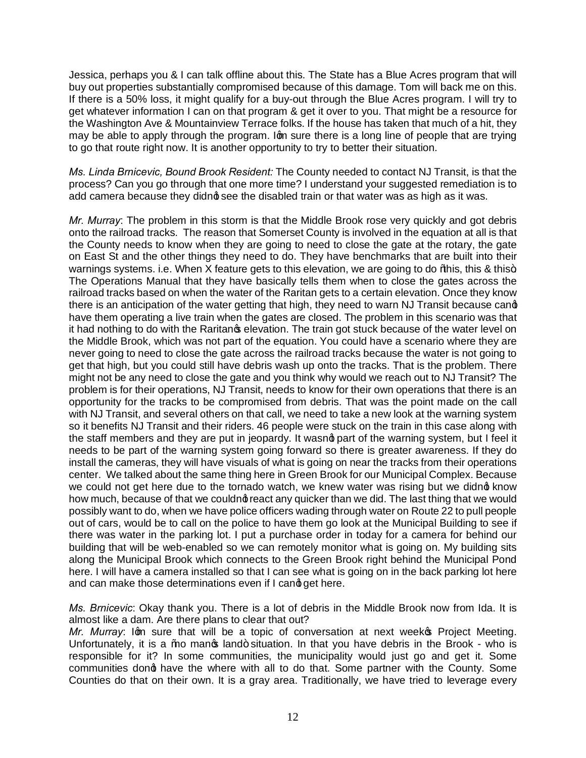Jessica, perhaps you & I can talk offline about this. The State has a Blue Acres program that will buy out properties substantially compromised because of this damage. Tom will back me on this. If there is a 50% loss, it might qualify for a buy-out through the Blue Acres program. I will try to get whatever information I can on that program & get it over to you. That might be a resource for the Washington Ave & Mountainview Terrace folks. If the house has taken that much of a hit, they may be able to apply through the program. I'm sure there is a long line of people that are trying to go that route right now. It is another opportunity to try to better their situation.

*Ms. Linda Brnicevic, Bound Brook Resident:* The County needed to contact NJ Transit, is that the process? Can you go through that one more time? I understand your suggested remediation is to add camera because they didn't see the disabled train or that water was as high as it was.

*Mr. Murray*: The problem in this storm is that the Middle Brook rose very quickly and got debris onto the railroad tracks. The reason that Somerset County is involved in the equation at all is that the County needs to know when they are going to need to close the gate at the rotary, the gate on East St and the other things they need to do. They have benchmarks that are built into their warnings systems. i.e. When X feature gets to this elevation, we are going to do "this, this & this". The Operations Manual that they have basically tells them when to close the gates across the railroad tracks based on when the water of the Raritan gets to a certain elevation. Once they know there is an anticipation of the water getting that high, they need to warn NJ Transit because can't have them operating a live train when the gates are closed. The problem in this scenario was that it had nothing to do with the Raritan's elevation. The train got stuck because of the water level on the Middle Brook, which was not part of the equation. You could have a scenario where they are never going to need to close the gate across the railroad tracks because the water is not going to get that high, but you could still have debris wash up onto the tracks. That is the problem. There might not be any need to close the gate and you think why would we reach out to NJ Transit? The problem is for their operations, NJ Transit, needs to know for their own operations that there is an opportunity for the tracks to be compromised from debris. That was the point made on the call with NJ Transit, and several others on that call, we need to take a new look at the warning system so it benefits NJ Transit and their riders. 46 people were stuck on the train in this case along with the staff members and they are put in jeopardy. It wasn't part of the warning system, but I feel it needs to be part of the warning system going forward so there is greater awareness. If they do install the cameras, they will have visuals of what is going on near the tracks from their operations center. We talked about the same thing here in Green Brook for our Municipal Complex. Because we could not get here due to the tornado watch, we knew water was rising but we didn't know how much, because of that we couldn't react any quicker than we did. The last thing that we would possibly want to do, when we have police officers wading through water on Route 22 to pull people out of cars, would be to call on the police to have them go look at the Municipal Building to see if there was water in the parking lot. I put a purchase order in today for a camera for behind our building that will be web-enabled so we can remotely monitor what is going on. My building sits along the Municipal Brook which connects to the Green Brook right behind the Municipal Pond here. I will have a camera installed so that I can see what is going on in the back parking lot here and can make those determinations even if I can't get here.

*Ms. Brnicevic*: Okay thank you. There is a lot of debris in the Middle Brook now from Ida. It is almost like a dam. Are there plans to clear that out?

*Mr. Murray*: I'm sure that will be a topic of conversation at next week's Project Meeting. Unfortunately, it is a "no man's land" situation. In that you have debris in the Brook - who is responsible for it? In some communities, the municipality would just go and get it. Some communities don't have the where with all to do that. Some partner with the County. Some Counties do that on their own. It is a gray area. Traditionally, we have tried to leverage every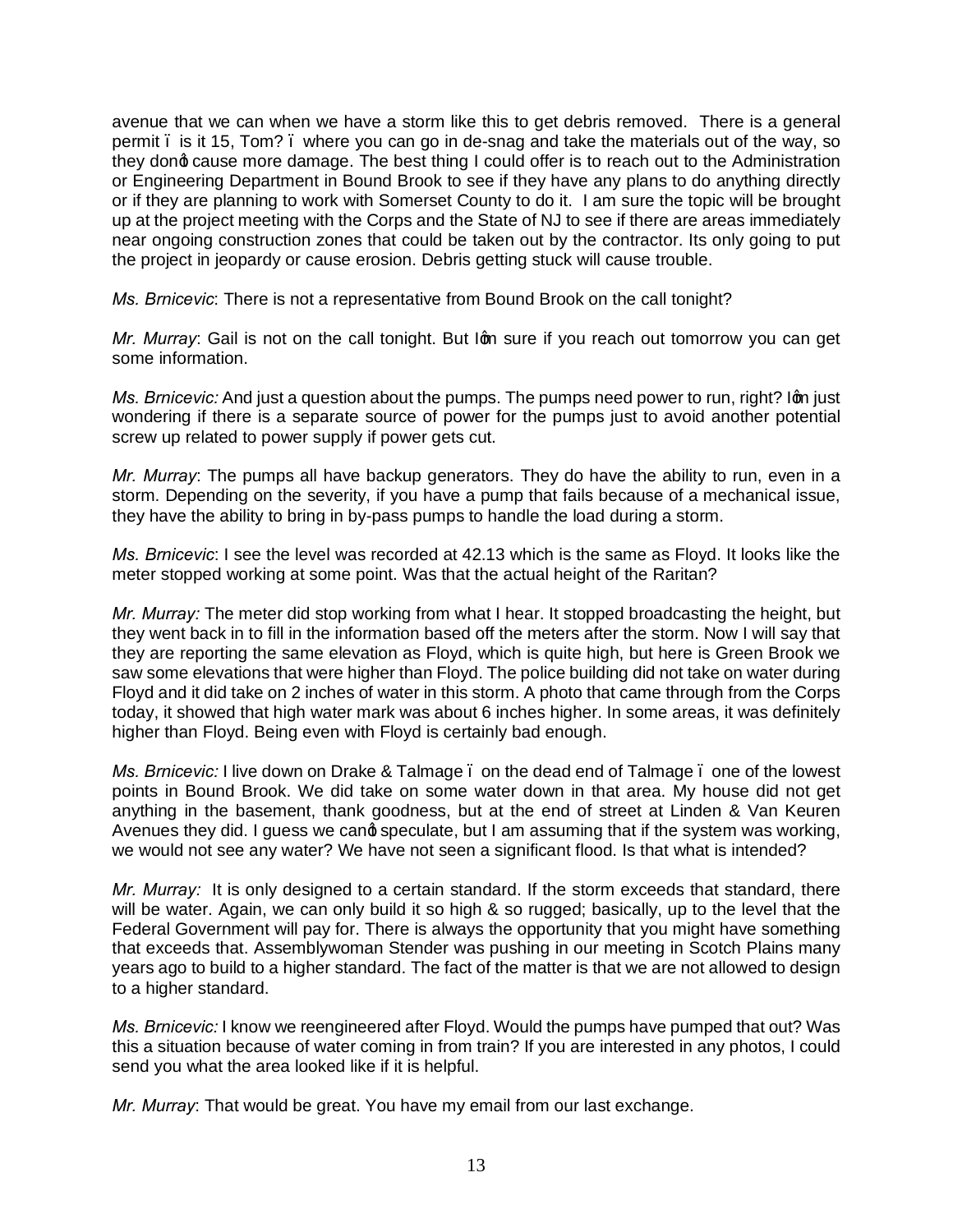avenue that we can when we have a storm like this to get debris removed. There is a general permit – is it 15, Tom? – where you can go in de-snag and take the materials out of the way, so they don't cause more damage. The best thing I could offer is to reach out to the Administration or Engineering Department in Bound Brook to see if they have any plans to do anything directly or if they are planning to work with Somerset County to do it. I am sure the topic will be brought up at the project meeting with the Corps and the State of NJ to see if there are areas immediately near ongoing construction zones that could be taken out by the contractor. Its only going to put the project in jeopardy or cause erosion. Debris getting stuck will cause trouble.

*Ms. Brnicevic*: There is not a representative from Bound Brook on the call tonight?

*Mr. Murray*: Gail is not on the call tonight. But I'm sure if you reach out tomorrow you can get some information.

*Ms. Brnicevic:* And just a question about the pumps. The pumps need power to run, right? I'm just wondering if there is a separate source of power for the pumps just to avoid another potential screw up related to power supply if power gets cut.

*Mr. Murray*: The pumps all have backup generators. They do have the ability to run, even in a storm. Depending on the severity, if you have a pump that fails because of a mechanical issue, they have the ability to bring in by-pass pumps to handle the load during a storm.

*Ms. Brnicevic*: I see the level was recorded at 42.13 which is the same as Floyd. It looks like the meter stopped working at some point. Was that the actual height of the Raritan?

*Mr. Murray:* The meter did stop working from what I hear. It stopped broadcasting the height, but they went back in to fill in the information based off the meters after the storm. Now I will say that they are reporting the same elevation as Floyd, which is quite high, but here is Green Brook we saw some elevations that were higher than Floyd. The police building did not take on water during Floyd and it did take on 2 inches of water in this storm. A photo that came through from the Corps today, it showed that high water mark was about 6 inches higher. In some areas, it was definitely higher than Floyd. Being even with Floyd is certainly bad enough.

*Ms. Brnicevic:* I live down on Drake & Talmage – on the dead end of Talmage – one of the lowest points in Bound Brook. We did take on some water down in that area. My house did not get anything in the basement, thank goodness, but at the end of street at Linden & Van Keuren Avenues they did. I guess we can't speculate, but I am assuming that if the system was working, we would not see any water? We have not seen a significant flood. Is that what is intended?

*Mr. Murray:* It is only designed to a certain standard. If the storm exceeds that standard, there will be water. Again, we can only build it so high & so rugged; basically, up to the level that the Federal Government will pay for. There is always the opportunity that you might have something that exceeds that. Assemblywoman Stender was pushing in our meeting in Scotch Plains many years ago to build to a higher standard. The fact of the matter is that we are not allowed to design to a higher standard.

*Ms. Brnicevic:* I know we reengineered after Floyd. Would the pumps have pumped that out? Was this a situation because of water coming in from train? If you are interested in any photos, I could send you what the area looked like if it is helpful.

*Mr. Murray*: That would be great. You have my email from our last exchange.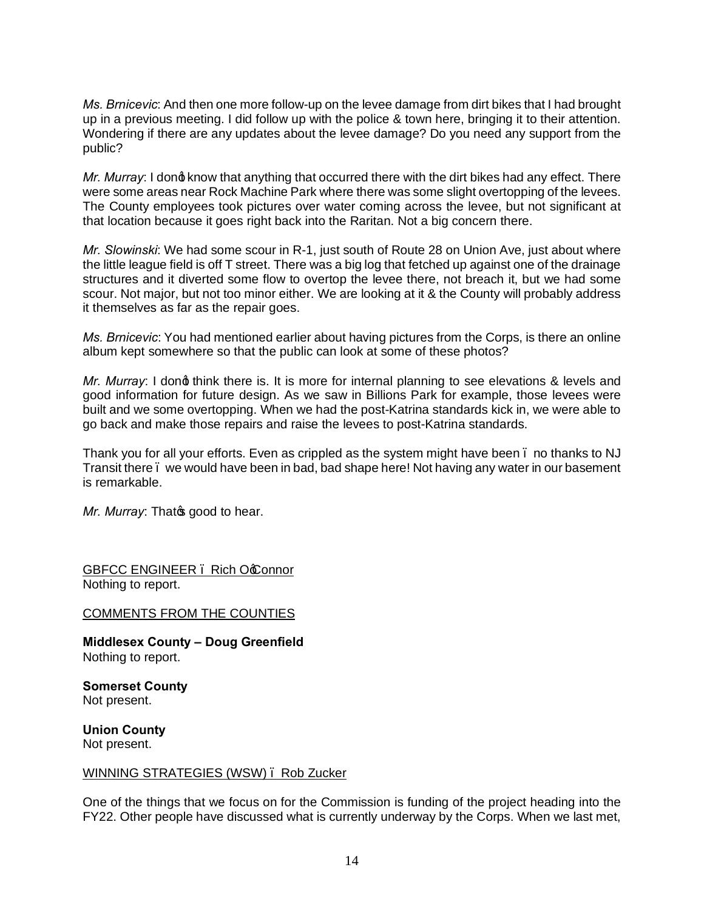*Ms. Brnicevic*: And then one more follow-up on the levee damage from dirt bikes that I had brought up in a previous meeting. I did follow up with the police & town here, bringing it to their attention. Wondering if there are any updates about the levee damage? Do you need any support from the public?

*Mr. Murray*: I don't know that anything that occurred there with the dirt bikes had any effect. There were some areas near Rock Machine Park where there was some slight overtopping of the levees. The County employees took pictures over water coming across the levee, but not significant at that location because it goes right back into the Raritan. Not a big concern there.

*Mr. Slowinski*: We had some scour in R-1, just south of Route 28 on Union Ave, just about where the little league field is off T street. There was a big log that fetched up against one of the drainage structures and it diverted some flow to overtop the levee there, not breach it, but we had some scour. Not major, but not too minor either. We are looking at it & the County will probably address it themselves as far as the repair goes.

*Ms. Brnicevic*: You had mentioned earlier about having pictures from the Corps, is there an online album kept somewhere so that the public can look at some of these photos?

*Mr. Murray*: I don't think there is. It is more for internal planning to see elevations & levels and good information for future design. As we saw in Billions Park for example, those levees were built and we some overtopping. When we had the post-Katrina standards kick in, we were able to go back and make those repairs and raise the levees to post-Katrina standards.

Thank you for all your efforts. Even as crippled as the system might have been – no thanks to NJ Transit there – we would have been in bad, bad shape here! Not having any water in our basement is remarkable.

*Mr. Murray*: That's good to hear.

GBFCC ENGINEER – Rich O'Connor
Nothing to report.

COMMENTS FROM THE COUNTIES

**Middlesex County – Doug Greenfield**
Nothing to report.

**Somerset County**
Not present.

**Union County**
Not present.

WINNING STRATEGIES (WSW) – Rob Zucker

One of the things that we focus on for the Commission is funding of the project heading into the FY22. Other people have discussed what is currently underway by the Corps. When we last met,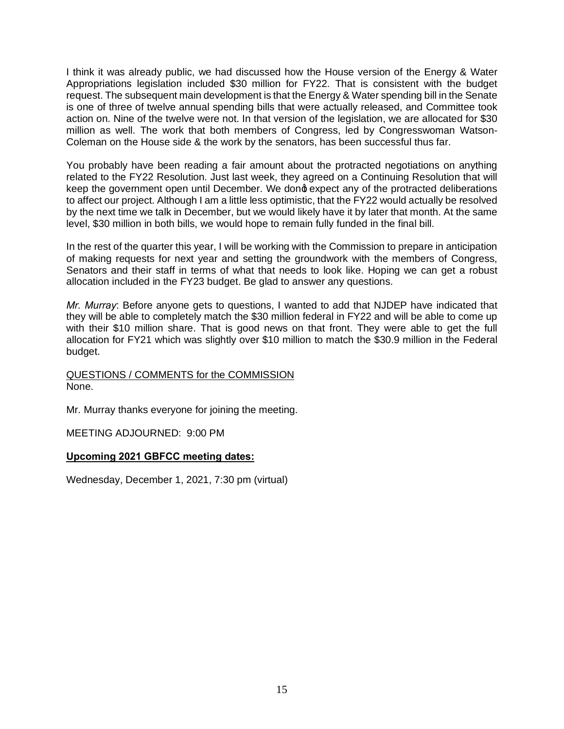I think it was already public, we had discussed how the House version of the Energy & Water Appropriations legislation included $30 million for FY22. That is consistent with the budget request. The subsequent main development is that the Energy & Water spending bill in the Senate is one of three of twelve annual spending bills that were actually released, and Committee took action on. Nine of the twelve were not. In that version of the legislation, we are allocated for $30 million as well. The work that both members of Congress, led by Congresswoman Watson-Coleman on the House side & the work by the senators, has been successful thus far.

You probably have been reading a fair amount about the protracted negotiations on anything related to the FY22 Resolution. Just last week, they agreed on a Continuing Resolution that will keep the government open until December. We don't expect any of the protracted deliberations to affect our project. Although I am a little less optimistic, that the FY22 would actually be resolved by the next time we talk in December, but we would likely have it by later that month. At the same level, $30 million in both bills, we would hope to remain fully funded in the final bill.

In the rest of the quarter this year, I will be working with the Commission to prepare in anticipation of making requests for next year and setting the groundwork with the members of Congress, Senators and their staff in terms of what that needs to look like. Hoping we can get a robust allocation included in the FY23 budget. Be glad to answer any questions.

*Mr. Murray*: Before anyone gets to questions, I wanted to add that NJDEP have indicated that they will be able to completely match the $30 million federal in FY22 and will be able to come up with their $10 million share. That is good news on that front. They were able to get the full allocation for FY21 which was slightly over $10 million to match the $30.9 million in the Federal budget.

QUESTIONS / COMMENTS for the COMMISSION
None.

Mr. Murray thanks everyone for joining the meeting.

MEETING ADJOURNED: 9:00 PM

**Upcoming 2021 GBFCC meeting dates:**

Wednesday, December 1, 2021, 7:30 pm (virtual)